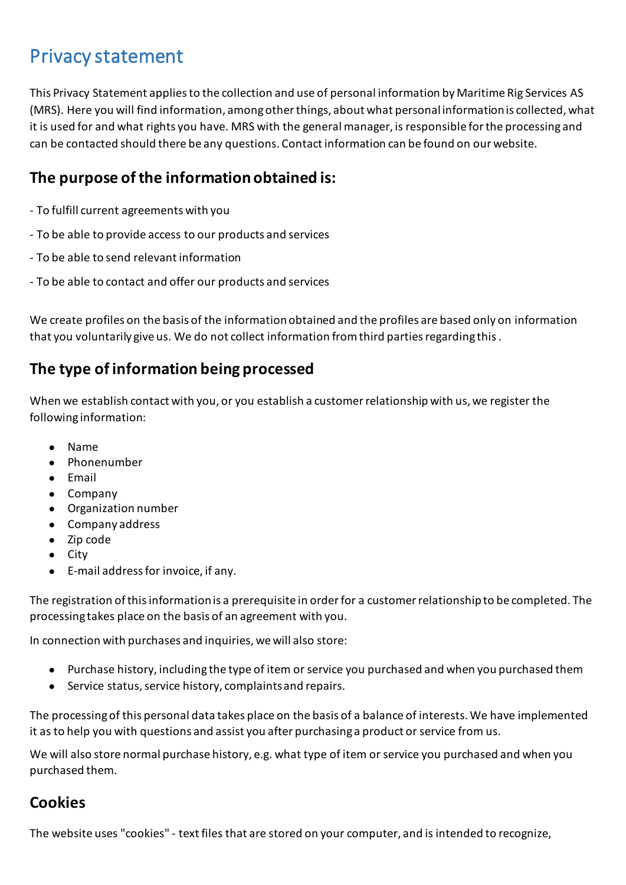# Privacy statement

This Privacy Statement applies to the collection and use of personal information by Maritime Rig Services AS (MRS). Here you will find information, among other things, about what personal information is collected, what it is used for and what rights you have. MRS with the general manager, is responsible for the processing and can be contacted should there be any questions. Contact information can be found on our website.

## The purpose of the information obtained is:

- To fulfill current agreements with you

- To be able to provide access to our products and services

- To be able to send relevant information

- To be able to contact and offer our products and services

We create profiles on the basis of the information obtained and the profiles are based only on information that you voluntarily give us. We do not collect information from third parties regarding this .

## The type of information being processed

When we establish contact with you, or you establish a customer relationship with us, we register the following information:

- Name
- Phonenumber
- Email
- Company
- Organization number
- Company address
- Zip code
- City
- E-mail address for invoice, if any.

The registration of this information is a prerequisite in order for a customer relationship to be completed. The processing takes place on the basis of an agreement with you.

In connection with purchases and inquiries, we will also store:

- Purchase history, including the type of item or service you purchased and when you purchased them
- Service status, service history, complaints and repairs.

The processing of this personal data takes place on the basis of a balance of interests. We have implemented it as to help you with questions and assist you after purchasing a product or service from us.

We will also store normal purchase history, e.g. what type of item or service you purchased and when you purchased them.

## Cookies

The website uses "cookies" - text files that are stored on your computer, and is intended to recognize,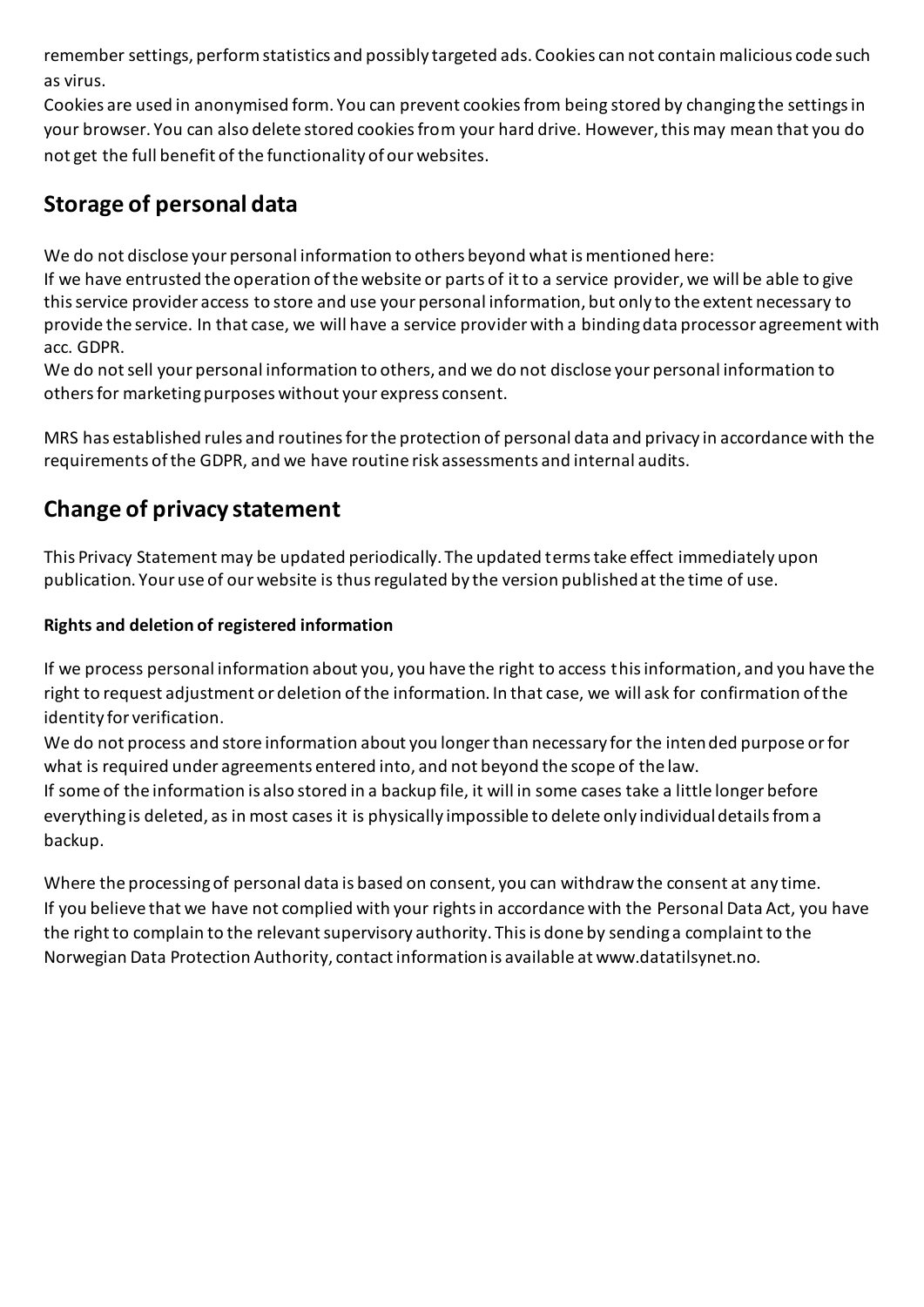remember settings, perform statistics and possibly targeted ads. Cookies can not contain malicious code such as virus.

Cookies are used in anonymised form. You can prevent cookies from being stored by changing the settings in your browser. You can also delete stored cookies from your hard drive. However, this may mean that you do not get the full benefit of the functionality of our websites.

## Storage of personal data

We do not disclose your personal information to others beyond what is mentioned here:

If we have entrusted the operation of the website or parts of it to a service provider, we will be able to give this service provider access to store and use your personal information, but only to the extent necessary to provide the service. In that case, we will have a service provider with a binding data processor agreement with acc. GDPR.

We do not sell your personal information to others, and we do not disclose your personal information to others for marketing purposes without your express consent.

MRS has established rules and routines for the protection of personal data and privacy in accordance with the requirements of the GDPR, and we have routine risk assessments and internal audits.

## Change of privacy statement

This Privacy Statement may be updated periodically. The updated terms take effect immediately upon publication. Your use of our website is thus regulated by the version published at the time of use.

### Rights and deletion of registered information

If we process personal information about you, you have the right to access this information, and you have the right to request adjustment or deletion of the information. In that case, we will ask for confirmation of the identity for verification.

We do not process and store information about you longer than necessary for the intended purpose or for what is required under agreements entered into, and not beyond the scope of the law.

If some of the information is also stored in a backup file, it will in some cases take a little longer before everything is deleted, as in most cases it is physically impossible to delete only individual details from a backup.

Where the processing of personal data is based on consent, you can withdraw the consent at any time.

If you believe that we have not complied with your rights in accordance with the Personal Data Act, you have the right to complain to the relevant supervisory authority. This is done by sending a complaint to the Norwegian Data Protection Authority, contact information is available at www.datatilsynet.no.